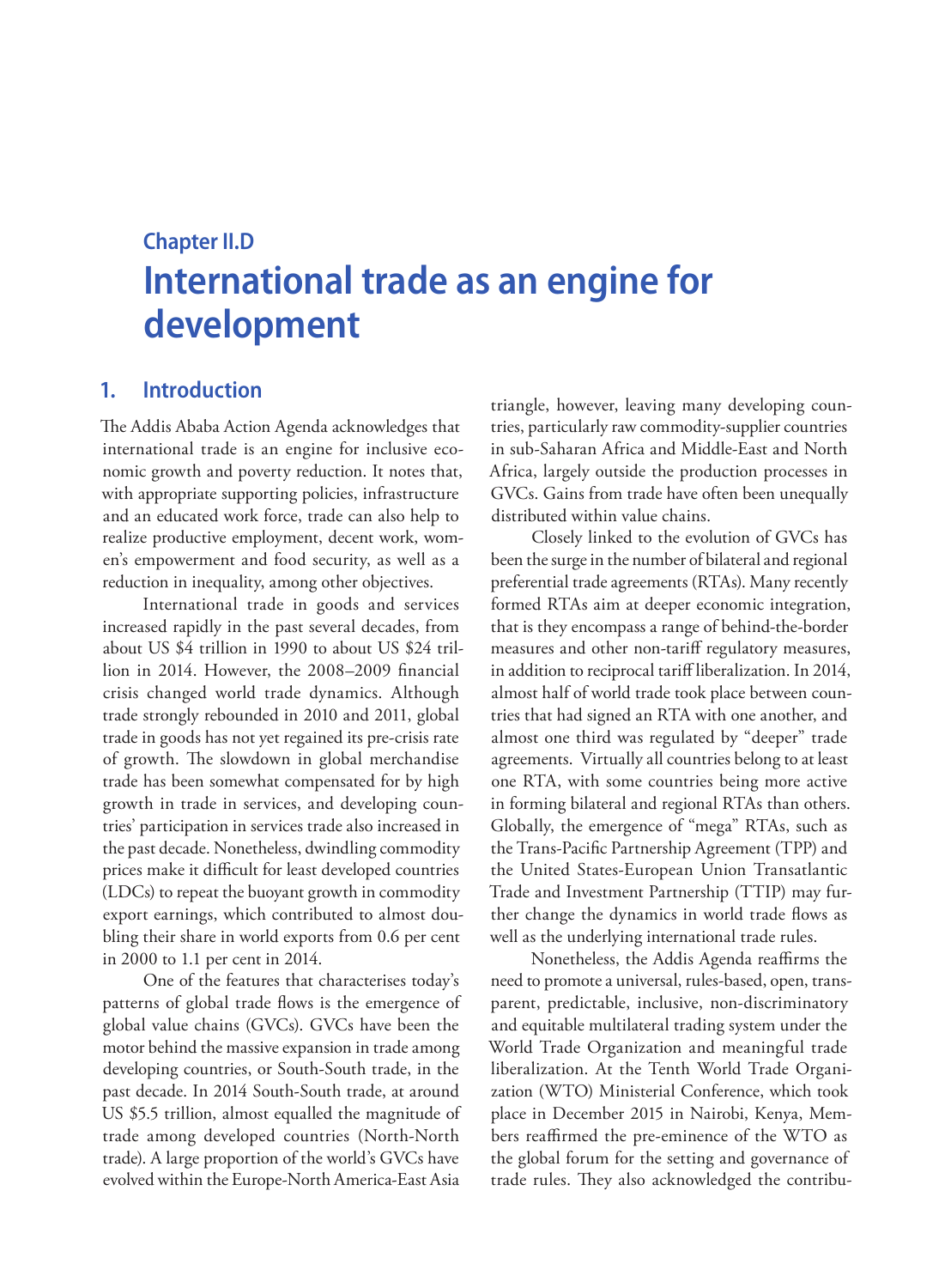# Chapter II.D

# International trade as an engine for development

## 1. Introduction

The Addis Ababa Action Agenda acknowledges that international trade is an engine for inclusive economic growth and poverty reduction. It notes that, with appropriate supporting policies, infrastructure and an educated work force, trade can also help to realize productive employment, decent work, women's empowerment and food security, as well as a reduction in inequality, among other objectives.

International trade in goods and services increased rapidly in the past several decades, from about US $4 trillion in 1990 to about US $24 trillion in 2014. However, the 2008–2009 financial crisis changed world trade dynamics. Although trade strongly rebounded in 2010 and 2011, global trade in goods has not yet regained its pre-crisis rate of growth. The slowdown in global merchandise trade has been somewhat compensated for by high growth in trade in services, and developing countries' participation in services trade also increased in the past decade. Nonetheless, dwindling commodity prices make it difficult for least developed countries (LDCs) to repeat the buoyant growth in commodity export earnings, which contributed to almost doubling their share in world exports from 0.6 per cent in 2000 to 1.1 per cent in 2014.

One of the features that characterises today's patterns of global trade flows is the emergence of global value chains (GVCs). GVCs have been the motor behind the massive expansion in trade among developing countries, or South-South trade, in the past decade. In 2014 South-South trade, at around US $5.5 trillion, almost equalled the magnitude of trade among developed countries (North-North trade). A large proportion of the world's GVCs have evolved within the Europe-North America-East Asia triangle, however, leaving many developing countries, particularly raw commodity-supplier countries in sub-Saharan Africa and Middle-East and North Africa, largely outside the production processes in GVCs. Gains from trade have often been unequally distributed within value chains.

Closely linked to the evolution of GVCs has been the surge in the number of bilateral and regional preferential trade agreements (RTAs). Many recently formed RTAs aim at deeper economic integration, that is they encompass a range of behind-the-border measures and other non-tariff regulatory measures, in addition to reciprocal tariff liberalization. In 2014, almost half of world trade took place between countries that had signed an RTA with one another, and almost one third was regulated by "deeper" trade agreements. Virtually all countries belong to at least one RTA, with some countries being more active in forming bilateral and regional RTAs than others. Globally, the emergence of "mega" RTAs, such as the Trans-Pacific Partnership Agreement (TPP) and the United States-European Union Transatlantic Trade and Investment Partnership (TTIP) may further change the dynamics in world trade flows as well as the underlying international trade rules.

Nonetheless, the Addis Agenda reaffirms the need to promote a universal, rules-based, open, transparent, predictable, inclusive, non-discriminatory and equitable multilateral trading system under the World Trade Organization and meaningful trade liberalization. At the Tenth World Trade Organization (WTO) Ministerial Conference, which took place in December 2015 in Nairobi, Kenya, Members reaffirmed the pre-eminence of the WTO as the global forum for the setting and governance of trade rules. They also acknowledged the contribu-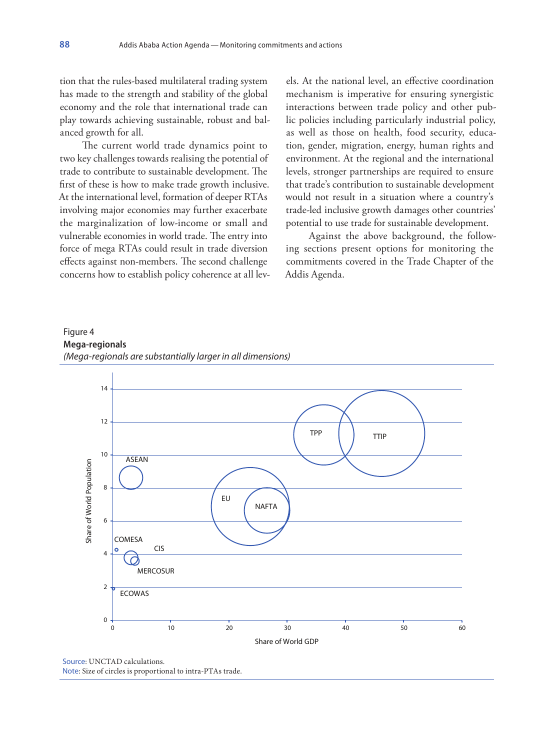tion that the rules-based multilateral trading system has made to the strength and stability of the global economy and the role that international trade can play towards achieving sustainable, robust and balanced growth for all.

The current world trade dynamics point to two key challenges towards realising the potential of trade to contribute to sustainable development. The first of these is how to make trade growth inclusive. At the international level, formation of deeper RTAs involving major economies may further exacerbate the marginalization of low-income or small and vulnerable economies in world trade. The entry into force of mega RTAs could result in trade diversion effects against non-members. The second challenge concerns how to establish policy coherence at all levels. At the national level, an effective coordination mechanism is imperative for ensuring synergistic interactions between trade policy and other public policies including particularly industrial policy, as well as those on health, food security, education, gender, migration, energy, human rights and environment. At the regional and the international levels, stronger partnerships are required to ensure that trade's contribution to sustainable development would not result in a situation where a country's trade-led inclusive growth damages other countries' potential to use trade for sustainable development.

Against the above background, the following sections present options for monitoring the commitments covered in the Trade Chapter of the Addis Agenda.

Figure 4
**Mega-regionals**
*(Mega-regionals are substantially larger in all dimensions)*

Source: UNCTAD calculations.
Note: Size of circles is proportional to intra-PTAs trade.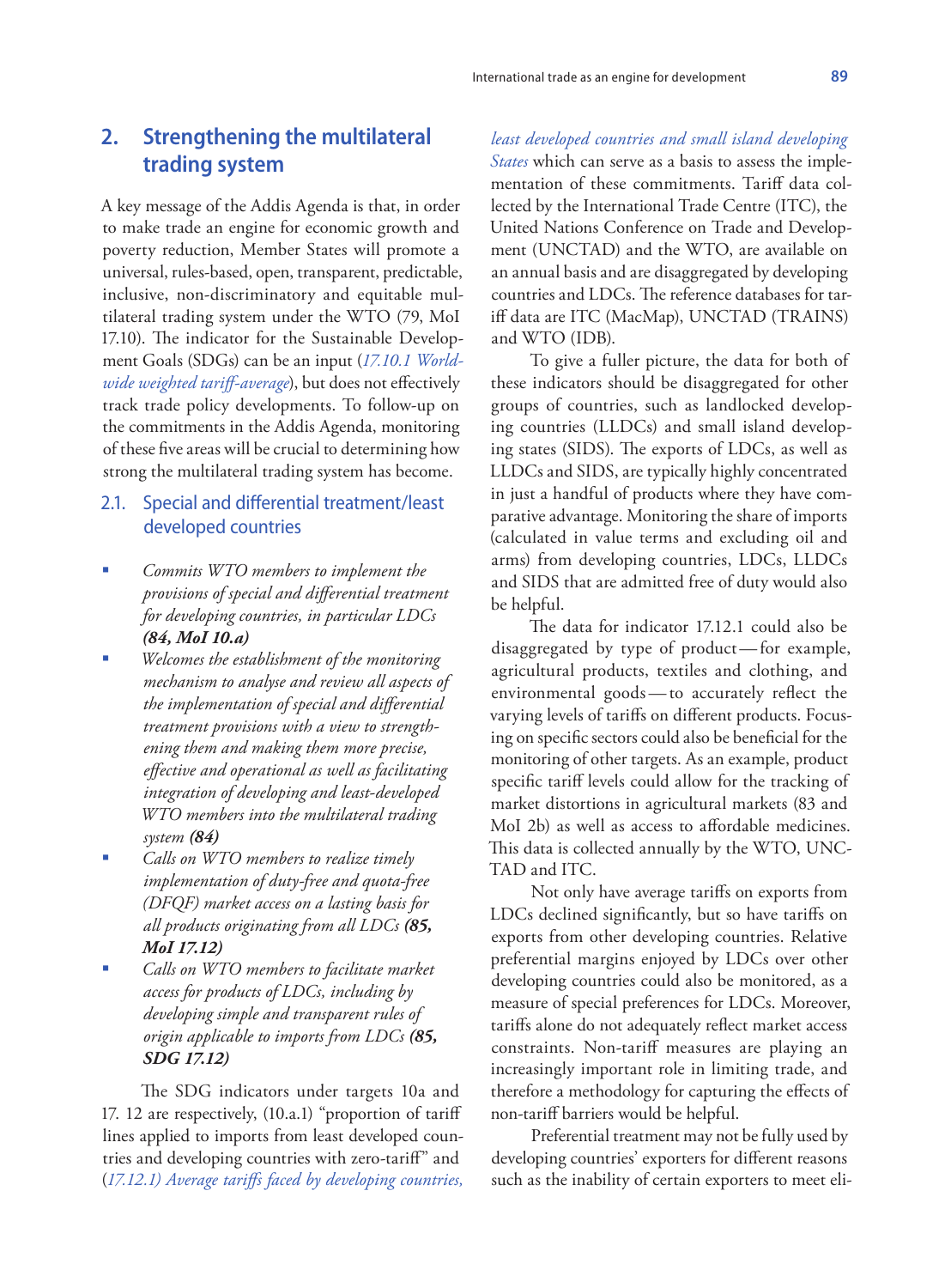## 2. Strengthening the multilateral trading system

A key message of the Addis Agenda is that, in order to make trade an engine for economic growth and poverty reduction, Member States will promote a universal, rules-based, open, transparent, predictable, inclusive, non-discriminatory and equitable multilateral trading system under the WTO (79, MoI 17.10). The indicator for the Sustainable Development Goals (SDGs) can be an input (*17.10.1 Worldwide weighted tariff-average*), but does not effectively track trade policy developments. To follow-up on the commitments in the Addis Agenda, monitoring of these five areas will be crucial to determining how strong the multilateral trading system has become.

### 2.1. Special and differential treatment/least developed countries

- *Commits WTO members to implement the provisions of special and differential treatment for developing countries, in particular LDCs* ***(84, MoI 10.a)***
- *Welcomes the establishment of the monitoring mechanism to analyse and review all aspects of the implementation of special and differential treatment provisions with a view to strengthening them and making them more precise, effective and operational as well as facilitating integration of developing and least-developed WTO members into the multilateral trading system* ***(84)***
- *Calls on WTO members to realize timely implementation of duty-free and quota-free (DFQF) market access on a lasting basis for all products originating from all LDCs* ***(85, MoI 17.12)***
- *Calls on WTO members to facilitate market access for products of LDCs, including by developing simple and transparent rules of origin applicable to imports from LDCs* ***(85, SDG 17.12)***

The SDG indicators under targets 10a and 17. 12 are respectively, (10.a.1) "proportion of tariff lines applied to imports from least developed countries and developing countries with zero-tariff" and (*17.12.1) Average tariffs faced by developing countries, least developed countries and small island developing States* which can serve as a basis to assess the implementation of these commitments. Tariff data collected by the International Trade Centre (ITC), the United Nations Conference on Trade and Development (UNCTAD) and the WTO, are available on an annual basis and are disaggregated by developing countries and LDCs. The reference databases for tariff data are ITC (MacMap), UNCTAD (TRAINS) and WTO (IDB).

To give a fuller picture, the data for both of these indicators should be disaggregated for other groups of countries, such as landlocked developing countries (LLDCs) and small island developing states (SIDS). The exports of LDCs, as well as LLDCs and SIDS, are typically highly concentrated in just a handful of products where they have comparative advantage. Monitoring the share of imports (calculated in value terms and excluding oil and arms) from developing countries, LDCs, LLDCs and SIDS that are admitted free of duty would also be helpful.

The data for indicator 17.12.1 could also be disaggregated by type of product—for example, agricultural products, textiles and clothing, and environmental goods—to accurately reflect the varying levels of tariffs on different products. Focusing on specific sectors could also be beneficial for the monitoring of other targets. As an example, product specific tariff levels could allow for the tracking of market distortions in agricultural markets (83 and MoI 2b) as well as access to affordable medicines. This data is collected annually by the WTO, UNCTAD and ITC.

Not only have average tariffs on exports from LDCs declined significantly, but so have tariffs on exports from other developing countries. Relative preferential margins enjoyed by LDCs over other developing countries could also be monitored, as a measure of special preferences for LDCs. Moreover, tariffs alone do not adequately reflect market access constraints. Non-tariff measures are playing an increasingly important role in limiting trade, and therefore a methodology for capturing the effects of non-tariff barriers would be helpful.

Preferential treatment may not be fully used by developing countries' exporters for different reasons such as the inability of certain exporters to meet eli-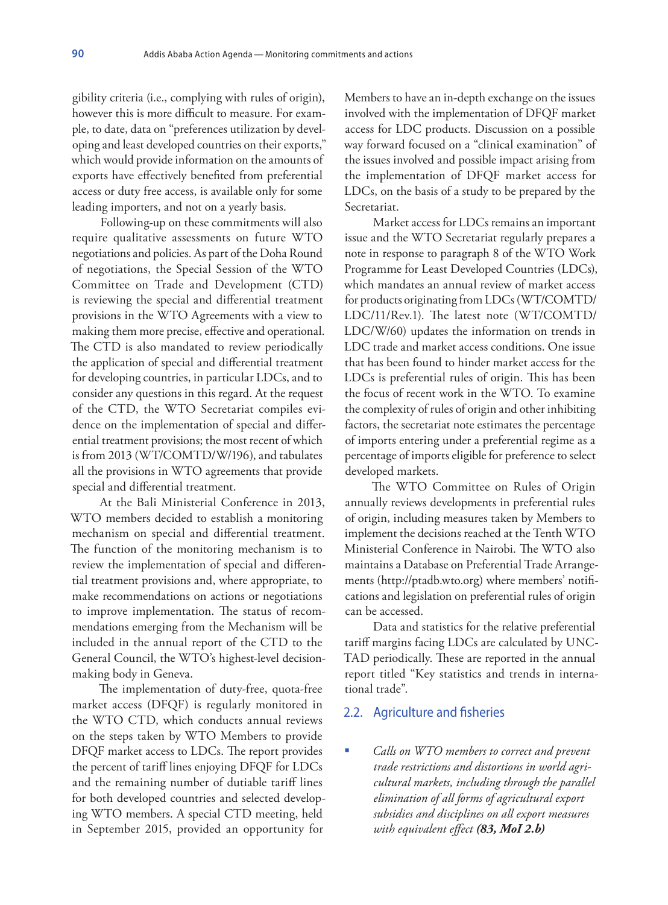gibility criteria (i.e., complying with rules of origin), however this is more difficult to measure. For example, to date, data on "preferences utilization by developing and least developed countries on their exports," which would provide information on the amounts of exports have effectively benefited from preferential access or duty free access, is available only for some leading importers, and not on a yearly basis.

Following-up on these commitments will also require qualitative assessments on future WTO negotiations and policies. As part of the Doha Round of negotiations, the Special Session of the WTO Committee on Trade and Development (CTD) is reviewing the special and differential treatment provisions in the WTO Agreements with a view to making them more precise, effective and operational. The CTD is also mandated to review periodically the application of special and differential treatment for developing countries, in particular LDCs, and to consider any questions in this regard. At the request of the CTD, the WTO Secretariat compiles evidence on the implementation of special and differential treatment provisions; the most recent of which is from 2013 (WT/COMTD/W/196), and tabulates all the provisions in WTO agreements that provide special and differential treatment.

At the Bali Ministerial Conference in 2013, WTO members decided to establish a monitoring mechanism on special and differential treatment. The function of the monitoring mechanism is to review the implementation of special and differential treatment provisions and, where appropriate, to make recommendations on actions or negotiations to improve implementation. The status of recommendations emerging from the Mechanism will be included in the annual report of the CTD to the General Council, the WTO's highest-level decision-making body in Geneva.

The implementation of duty-free, quota-free market access (DFQF) is regularly monitored in the WTO CTD, which conducts annual reviews on the steps taken by WTO Members to provide DFQF market access to LDCs. The report provides the percent of tariff lines enjoying DFQF for LDCs and the remaining number of dutiable tariff lines for both developed countries and selected developing WTO members. A special CTD meeting, held in September 2015, provided an opportunity for Members to have an in-depth exchange on the issues involved with the implementation of DFQF market access for LDC products. Discussion on a possible way forward focused on a "clinical examination" of the issues involved and possible impact arising from the implementation of DFQF market access for LDCs, on the basis of a study to be prepared by the Secretariat.

Market access for LDCs remains an important issue and the WTO Secretariat regularly prepares a note in response to paragraph 8 of the WTO Work Programme for Least Developed Countries (LDCs), which mandates an annual review of market access for products originating from LDCs (WT/COMTD/LDC/11/Rev.1). The latest note (WT/COMTD/LDC/W/60) updates the information on trends in LDC trade and market access conditions. One issue that has been found to hinder market access for the LDCs is preferential rules of origin. This has been the focus of recent work in the WTO. To examine the complexity of rules of origin and other inhibiting factors, the secretariat note estimates the percentage of imports entering under a preferential regime as a percentage of imports eligible for preference to select developed markets.

The WTO Committee on Rules of Origin annually reviews developments in preferential rules of origin, including measures taken by Members to implement the decisions reached at the Tenth WTO Ministerial Conference in Nairobi. The WTO also maintains a Database on Preferential Trade Arrangements (http://ptadb.wto.org) where members' notifications and legislation on preferential rules of origin can be accessed.

Data and statistics for the relative preferential tariff margins facing LDCs are calculated by UNCTAD periodically. These are reported in the annual report titled "Key statistics and trends in international trade".

## 2.2. Agriculture and fisheries

- *Calls on WTO members to correct and prevent trade restrictions and distortions in world agricultural markets, including through the parallel elimination of all forms of agricultural export subsidies and disciplines on all export measures with equivalent effect* ***(83, MoI 2.b)***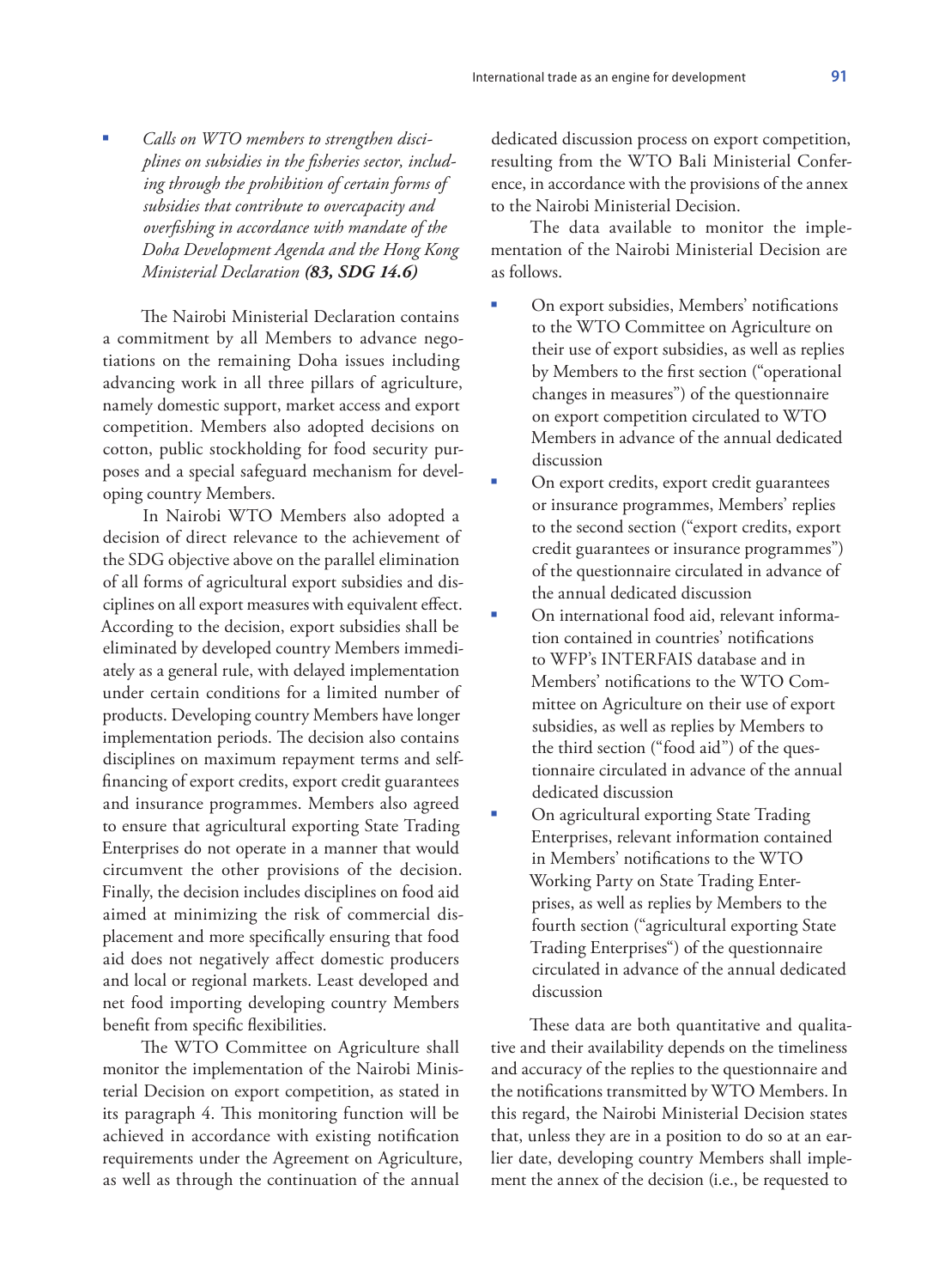- *Calls on WTO members to strengthen disciplines on subsidies in the fisheries sector, including through the prohibition of certain forms of subsidies that contribute to overcapacity and overfishing in accordance with mandate of the Doha Development Agenda and the Hong Kong Ministerial Declaration* ***(83, SDG 14.6)***

The Nairobi Ministerial Declaration contains a commitment by all Members to advance negotiations on the remaining Doha issues including advancing work in all three pillars of agriculture, namely domestic support, market access and export competition. Members also adopted decisions on cotton, public stockholding for food security purposes and a special safeguard mechanism for developing country Members.

In Nairobi WTO Members also adopted a decision of direct relevance to the achievement of the SDG objective above on the parallel elimination of all forms of agricultural export subsidies and disciplines on all export measures with equivalent effect. According to the decision, export subsidies shall be eliminated by developed country Members immediately as a general rule, with delayed implementation under certain conditions for a limited number of products. Developing country Members have longer implementation periods. The decision also contains disciplines on maximum repayment terms and self-financing of export credits, export credit guarantees and insurance programmes. Members also agreed to ensure that agricultural exporting State Trading Enterprises do not operate in a manner that would circumvent the other provisions of the decision. Finally, the decision includes disciplines on food aid aimed at minimizing the risk of commercial displacement and more specifically ensuring that food aid does not negatively affect domestic producers and local or regional markets. Least developed and net food importing developing country Members benefit from specific flexibilities.

The WTO Committee on Agriculture shall monitor the implementation of the Nairobi Ministerial Decision on export competition, as stated in its paragraph 4. This monitoring function will be achieved in accordance with existing notification requirements under the Agreement on Agriculture, as well as through the continuation of the annual dedicated discussion process on export competition, resulting from the WTO Bali Ministerial Conference, in accordance with the provisions of the annex to the Nairobi Ministerial Decision.

The data available to monitor the implementation of the Nairobi Ministerial Decision are as follows.

- On export subsidies, Members' notifications to the WTO Committee on Agriculture on their use of export subsidies, as well as replies by Members to the first section ("operational changes in measures") of the questionnaire on export competition circulated to WTO Members in advance of the annual dedicated discussion
- On export credits, export credit guarantees or insurance programmes, Members' replies to the second section ("export credits, export credit guarantees or insurance programmes") of the questionnaire circulated in advance of the annual dedicated discussion
- On international food aid, relevant information contained in countries' notifications to WFP's INTERFAIS database and in Members' notifications to the WTO Committee on Agriculture on their use of export subsidies, as well as replies by Members to the third section ("food aid") of the questionnaire circulated in advance of the annual dedicated discussion
- On agricultural exporting State Trading Enterprises, relevant information contained in Members' notifications to the WTO Working Party on State Trading Enterprises, as well as replies by Members to the fourth section ("agricultural exporting State Trading Enterprises") of the questionnaire circulated in advance of the annual dedicated discussion

These data are both quantitative and qualitative and their availability depends on the timeliness and accuracy of the replies to the questionnaire and the notifications transmitted by WTO Members. In this regard, the Nairobi Ministerial Decision states that, unless they are in a position to do so at an earlier date, developing country Members shall implement the annex of the decision (i.e., be requested to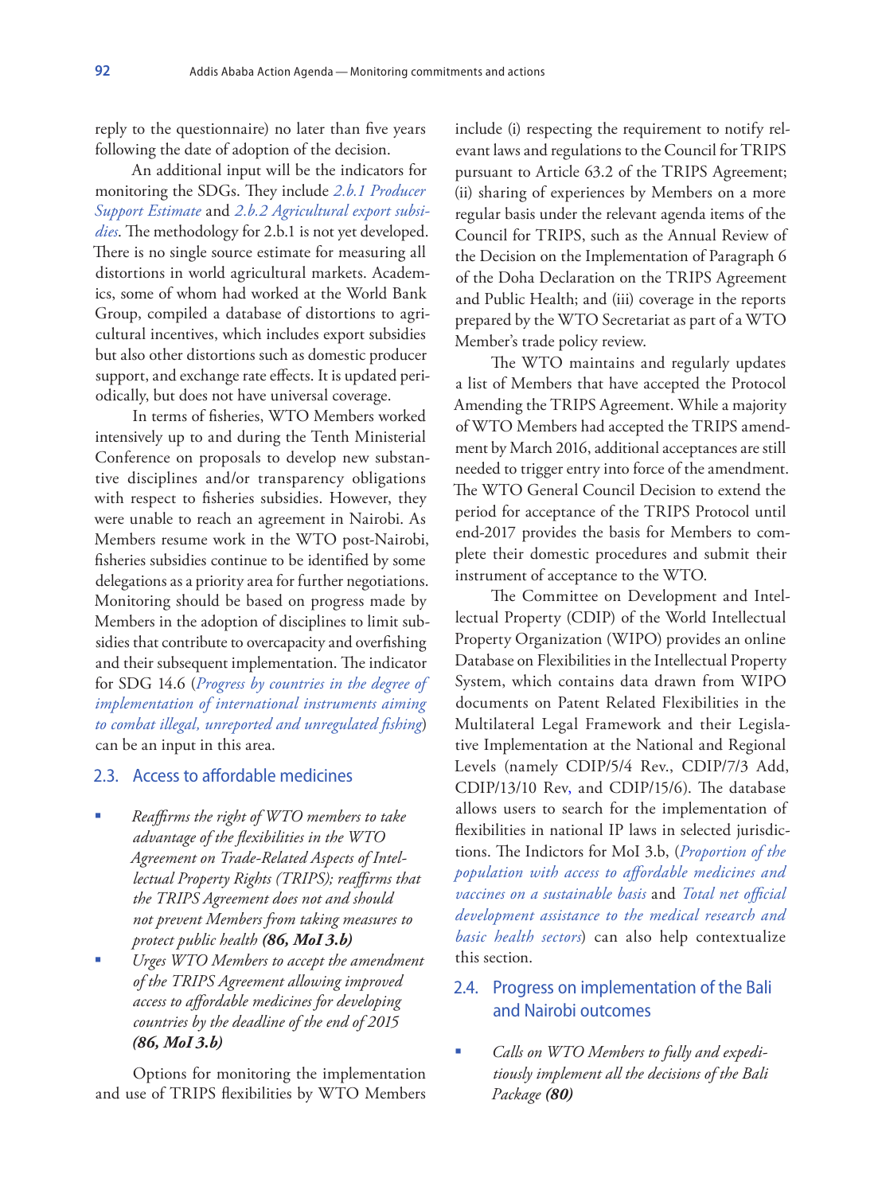reply to the questionnaire) no later than five years following the date of adoption of the decision.

An additional input will be the indicators for monitoring the SDGs. They include *2.b.1 Producer Support Estimate* and *2.b.2 Agricultural export subsidies*. The methodology for 2.b.1 is not yet developed. There is no single source estimate for measuring all distortions in world agricultural markets. Academics, some of whom had worked at the World Bank Group, compiled a database of distortions to agricultural incentives, which includes export subsidies but also other distortions such as domestic producer support, and exchange rate effects. It is updated periodically, but does not have universal coverage.

In terms of fisheries, WTO Members worked intensively up to and during the Tenth Ministerial Conference on proposals to develop new substantive disciplines and/or transparency obligations with respect to fisheries subsidies. However, they were unable to reach an agreement in Nairobi. As Members resume work in the WTO post-Nairobi, fisheries subsidies continue to be identified by some delegations as a priority area for further negotiations. Monitoring should be based on progress made by Members in the adoption of disciplines to limit subsidies that contribute to overcapacity and overfishing and their subsequent implementation. The indicator for SDG 14.6 (*Progress by countries in the degree of implementation of international instruments aiming to combat illegal, unreported and unregulated fishing*) can be an input in this area.

## 2.3. Access to affordable medicines

- *Reaffirms the right of WTO members to take advantage of the flexibilities in the WTO Agreement on Trade-Related Aspects of Intellectual Property Rights (TRIPS); reaffirms that the TRIPS Agreement does not and should not prevent Members from taking measures to protect public health* ***(86, MoI 3.b)***
- *Urges WTO Members to accept the amendment of the TRIPS Agreement allowing improved access to affordable medicines for developing countries by the deadline of the end of 2015* ***(86, MoI 3.b)***

Options for monitoring the implementation and use of TRIPS flexibilities by WTO Members include (i) respecting the requirement to notify relevant laws and regulations to the Council for TRIPS pursuant to Article 63.2 of the TRIPS Agreement; (ii) sharing of experiences by Members on a more regular basis under the relevant agenda items of the Council for TRIPS, such as the Annual Review of the Decision on the Implementation of Paragraph 6 of the Doha Declaration on the TRIPS Agreement and Public Health; and (iii) coverage in the reports prepared by the WTO Secretariat as part of a WTO Member's trade policy review.

The WTO maintains and regularly updates a list of Members that have accepted the Protocol Amending the TRIPS Agreement. While a majority of WTO Members had accepted the TRIPS amendment by March 2016, additional acceptances are still needed to trigger entry into force of the amendment. The WTO General Council Decision to extend the period for acceptance of the TRIPS Protocol until end-2017 provides the basis for Members to complete their domestic procedures and submit their instrument of acceptance to the WTO.

The Committee on Development and Intellectual Property (CDIP) of the World Intellectual Property Organization (WIPO) provides an online Database on Flexibilities in the Intellectual Property System, which contains data drawn from WIPO documents on Patent Related Flexibilities in the Multilateral Legal Framework and their Legislative Implementation at the National and Regional Levels (namely CDIP/5/4 Rev., CDIP/7/3 Add, CDIP/13/10 Rev, and CDIP/15/6). The database allows users to search for the implementation of flexibilities in national IP laws in selected jurisdictions. The Indictors for MoI 3.b, (*Proportion of the population with access to affordable medicines and vaccines on a sustainable basis* and *Total net official development assistance to the medical research and basic health sectors*) can also help contextualize this section.

## 2.4. Progress on implementation of the Bali and Nairobi outcomes

- *Calls on WTO Members to fully and expeditiously implement all the decisions of the Bali Package* ***(80)***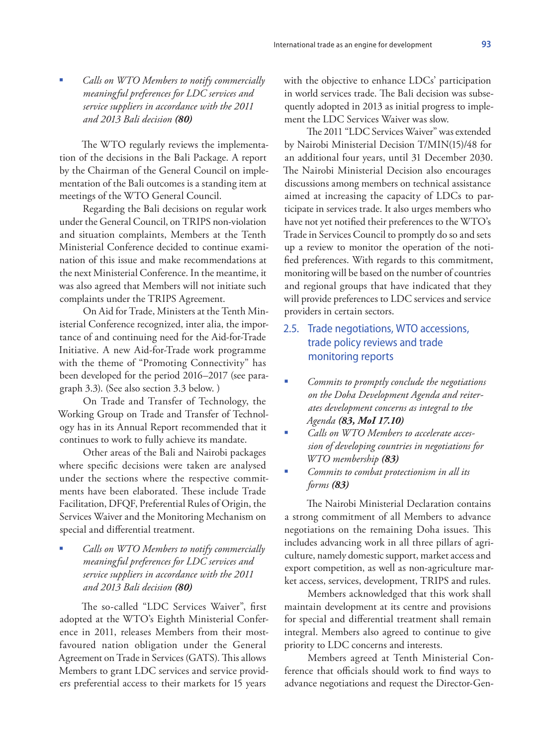- *Calls on WTO Members to notify commercially meaningful preferences for LDC services and service suppliers in accordance with the 2011 and 2013 Bali decision* ***(80)***

The WTO regularly reviews the implementation of the decisions in the Bali Package. A report by the Chairman of the General Council on implementation of the Bali outcomes is a standing item at meetings of the WTO General Council.

Regarding the Bali decisions on regular work under the General Council, on TRIPS non-violation and situation complaints, Members at the Tenth Ministerial Conference decided to continue examination of this issue and make recommendations at the next Ministerial Conference. In the meantime, it was also agreed that Members will not initiate such complaints under the TRIPS Agreement.

On Aid for Trade, Ministers at the Tenth Ministerial Conference recognized, inter alia, the importance of and continuing need for the Aid-for-Trade Initiative. A new Aid-for-Trade work programme with the theme of "Promoting Connectivity" has been developed for the period 2016–2017 (see paragraph 3.3). (See also section 3.3 below. )

On Trade and Transfer of Technology, the Working Group on Trade and Transfer of Technology has in its Annual Report recommended that it continues to work to fully achieve its mandate.

Other areas of the Bali and Nairobi packages where specific decisions were taken are analysed under the sections where the respective commitments have been elaborated. These include Trade Facilitation, DFQF, Preferential Rules of Origin, the Services Waiver and the Monitoring Mechanism on special and differential treatment.

- *Calls on WTO Members to notify commercially meaningful preferences for LDC services and service suppliers in accordance with the 2011 and 2013 Bali decision* ***(80)***

The so-called "LDC Services Waiver", first adopted at the WTO's Eighth Ministerial Conference in 2011, releases Members from their most-favoured nation obligation under the General Agreement on Trade in Services (GATS). This allows Members to grant LDC services and service providers preferential access to their markets for 15 years with the objective to enhance LDCs' participation in world services trade. The Bali decision was subsequently adopted in 2013 as initial progress to implement the LDC Services Waiver was slow.

The 2011 "LDC Services Waiver" was extended by Nairobi Ministerial Decision T/MIN(15)/48 for an additional four years, until 31 December 2030. The Nairobi Ministerial Decision also encourages discussions among members on technical assistance aimed at increasing the capacity of LDCs to participate in services trade. It also urges members who have not yet notified their preferences to the WTO's Trade in Services Council to promptly do so and sets up a review to monitor the operation of the notified preferences. With regards to this commitment, monitoring will be based on the number of countries and regional groups that have indicated that they will provide preferences to LDC services and service providers in certain sectors.

## 2.5. Trade negotiations, WTO accessions, trade policy reviews and trade monitoring reports

- *Commits to promptly conclude the negotiations on the Doha Development Agenda and reiterates development concerns as integral to the Agenda* ***(83, MoI 17.10)***
- *Calls on WTO Members to accelerate accession of developing countries in negotiations for WTO membership* ***(83)***
- *Commits to combat protectionism in all its forms* ***(83)***

The Nairobi Ministerial Declaration contains a strong commitment of all Members to advance negotiations on the remaining Doha issues. This includes advancing work in all three pillars of agriculture, namely domestic support, market access and export competition, as well as non-agriculture market access, services, development, TRIPS and rules.

Members acknowledged that this work shall maintain development at its centre and provisions for special and differential treatment shall remain integral. Members also agreed to continue to give priority to LDC concerns and interests.

Members agreed at Tenth Ministerial Conference that officials should work to find ways to advance negotiations and request the Director-Gen-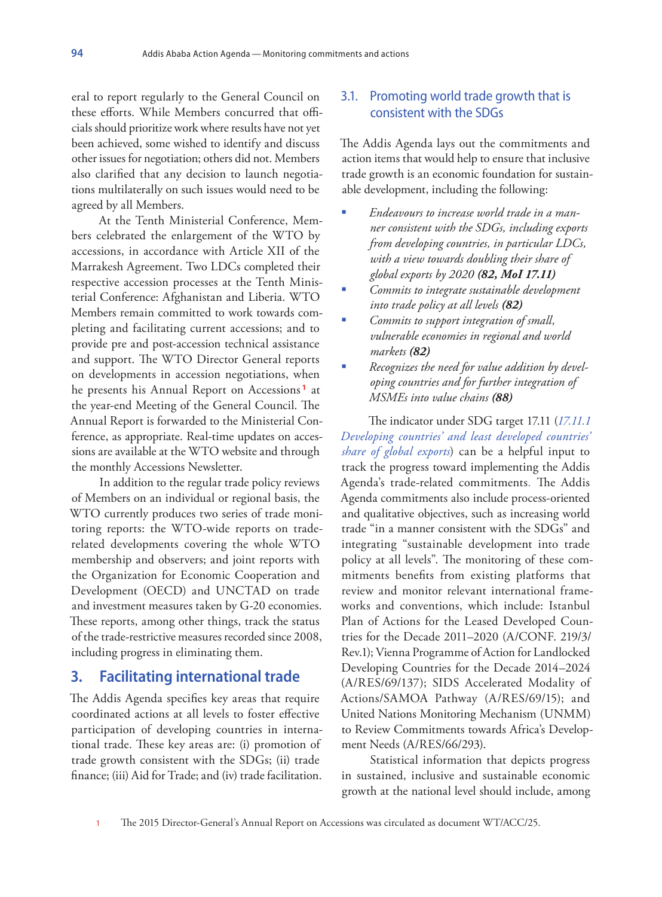eral to report regularly to the General Council on these efforts. While Members concurred that officials should prioritize work where results have not yet been achieved, some wished to identify and discuss other issues for negotiation; others did not. Members also clarified that any decision to launch negotiations multilaterally on such issues would need to be agreed by all Members.

At the Tenth Ministerial Conference, Members celebrated the enlargement of the WTO by accessions, in accordance with Article XII of the Marrakesh Agreement. Two LDCs completed their respective accession processes at the Tenth Ministerial Conference: Afghanistan and Liberia. WTO Members remain committed to work towards completing and facilitating current accessions; and to provide pre and post-accession technical assistance and support. The WTO Director General reports on developments in accession negotiations, when he presents his Annual Report on Accessions[1] at the year-end Meeting of the General Council. The Annual Report is forwarded to the Ministerial Conference, as appropriate. Real-time updates on accessions are available at the WTO website and through the monthly Accessions Newsletter.

In addition to the regular trade policy reviews of Members on an individual or regional basis, the WTO currently produces two series of trade monitoring reports: the WTO-wide reports on trade-related developments covering the whole WTO membership and observers; and joint reports with the Organization for Economic Cooperation and Development (OECD) and UNCTAD on trade and investment measures taken by G-20 economies. These reports, among other things, track the status of the trade-restrictive measures recorded since 2008, including progress in eliminating them.

## 3. Facilitating international trade

The Addis Agenda specifies key areas that require coordinated actions at all levels to foster effective participation of developing countries in international trade. These key areas are: (i) promotion of trade growth consistent with the SDGs; (ii) trade finance; (iii) Aid for Trade; and (iv) trade facilitation.

### 3.1. Promoting world trade growth that is consistent with the SDGs

The Addis Agenda lays out the commitments and action items that would help to ensure that inclusive trade growth is an economic foundation for sustainable development, including the following:

- *Endeavours to increase world trade in a manner consistent with the SDGs, including exports from developing countries, in particular LDCs, with a view towards doubling their share of global exports by 2020* ***(82, MoI 17.11)***
- *Commits to integrate sustainable development into trade policy at all levels* ***(82)***
- *Commits to support integration of small, vulnerable economies in regional and world markets* ***(82)***
- *Recognizes the need for value addition by developing countries and for further integration of MSMEs into value chains* ***(88)***

The indicator under SDG target 17.11 (*17.11.1 Developing countries' and least developed countries' share of global exports*) can be a helpful input to track the progress toward implementing the Addis Agenda's trade-related commitments. The Addis Agenda commitments also include process-oriented and qualitative objectives, such as increasing world trade "in a manner consistent with the SDGs" and integrating "sustainable development into trade policy at all levels". The monitoring of these commitments benefits from existing platforms that review and monitor relevant international frameworks and conventions, which include: Istanbul Plan of Actions for the Leased Developed Countries for the Decade 2011–2020 (A/CONF. 219/3/Rev.1); Vienna Programme of Action for Landlocked Developing Countries for the Decade 2014–2024 (A/RES/69/137); SIDS Accelerated Modality of Actions/SAMOA Pathway (A/RES/69/15); and United Nations Monitoring Mechanism (UNMM) to Review Commitments towards Africa's Development Needs (A/RES/66/293).

Statistical information that depicts progress in sustained, inclusive and sustainable economic growth at the national level should include, among

[1] The 2015 Director-General's Annual Report on Accessions was circulated as document WT/ACC/25.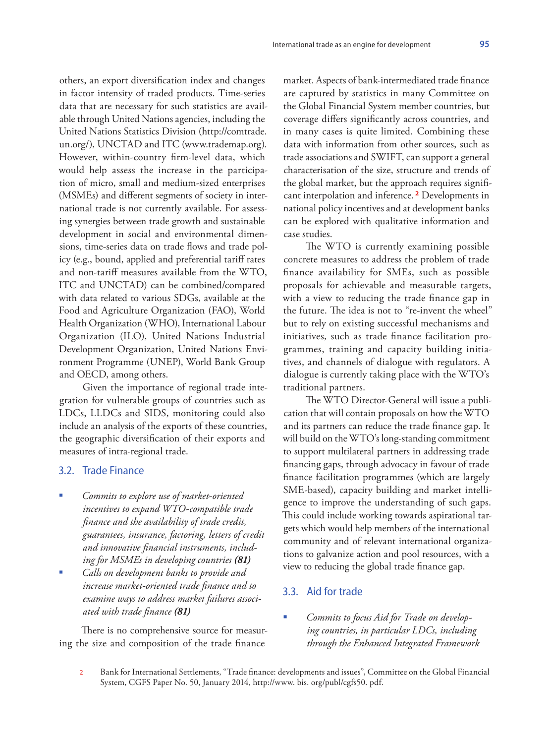others, an export diversification index and changes in factor intensity of traded products. Time-series data that are necessary for such statistics are available through United Nations agencies, including the United Nations Statistics Division (http://comtrade.un.org/), UNCTAD and ITC (www.trademap.org). However, within-country firm-level data, which would help assess the increase in the participation of micro, small and medium-sized enterprises (MSMEs) and different segments of society in international trade is not currently available. For assessing synergies between trade growth and sustainable development in social and environmental dimensions, time-series data on trade flows and trade policy (e.g., bound, applied and preferential tariff rates and non-tariff measures available from the WTO, ITC and UNCTAD) can be combined/compared with data related to various SDGs, available at the Food and Agriculture Organization (FAO), World Health Organization (WHO), International Labour Organization (ILO), United Nations Industrial Development Organization, United Nations Environment Programme (UNEP), World Bank Group and OECD, among others.

Given the importance of regional trade integration for vulnerable groups of countries such as LDCs, LLDCs and SIDS, monitoring could also include an analysis of the exports of these countries, the geographic diversification of their exports and measures of intra-regional trade.

## 3.2. Trade Finance

- *Commits to explore use of market-oriented incentives to expand WTO-compatible trade finance and the availability of trade credit, guarantees, insurance, factoring, letters of credit and innovative financial instruments, including for MSMEs in developing countries **(81)***
- *Calls on development banks to provide and increase market-oriented trade finance and to examine ways to address market failures associated with trade finance **(81)***

There is no comprehensive source for measuring the size and composition of the trade finance market. Aspects of bank-intermediated trade finance are captured by statistics in many Committee on the Global Financial System member countries, but coverage differs significantly across countries, and in many cases is quite limited. Combining these data with information from other sources, such as trade associations and SWIFT, can support a general characterisation of the size, structure and trends of the global market, but the approach requires significant interpolation and inference.[2] Developments in national policy incentives and at development banks can be explored with qualitative information and case studies.

The WTO is currently examining possible concrete measures to address the problem of trade finance availability for SMEs, such as possible proposals for achievable and measurable targets, with a view to reducing the trade finance gap in the future. The idea is not to "re-invent the wheel" but to rely on existing successful mechanisms and initiatives, such as trade finance facilitation programmes, training and capacity building initiatives, and channels of dialogue with regulators. A dialogue is currently taking place with the WTO's traditional partners.

The WTO Director-General will issue a publication that will contain proposals on how the WTO and its partners can reduce the trade finance gap. It will build on the WTO's long-standing commitment to support multilateral partners in addressing trade financing gaps, through advocacy in favour of trade finance facilitation programmes (which are largely SME-based), capacity building and market intelligence to improve the understanding of such gaps. This could include working towards aspirational targets which would help members of the international community and of relevant international organizations to galvanize action and pool resources, with a view to reducing the global trade finance gap.

## 3.3. Aid for trade

- *Commits to focus Aid for Trade on developing countries, in particular LDCs, including through the Enhanced Integrated Framework*

2 Bank for International Settlements, "Trade finance: developments and issues", Committee on the Global Financial System, CGFS Paper No. 50, January 2014, http://www. bis. org/publ/cgfs50. pdf.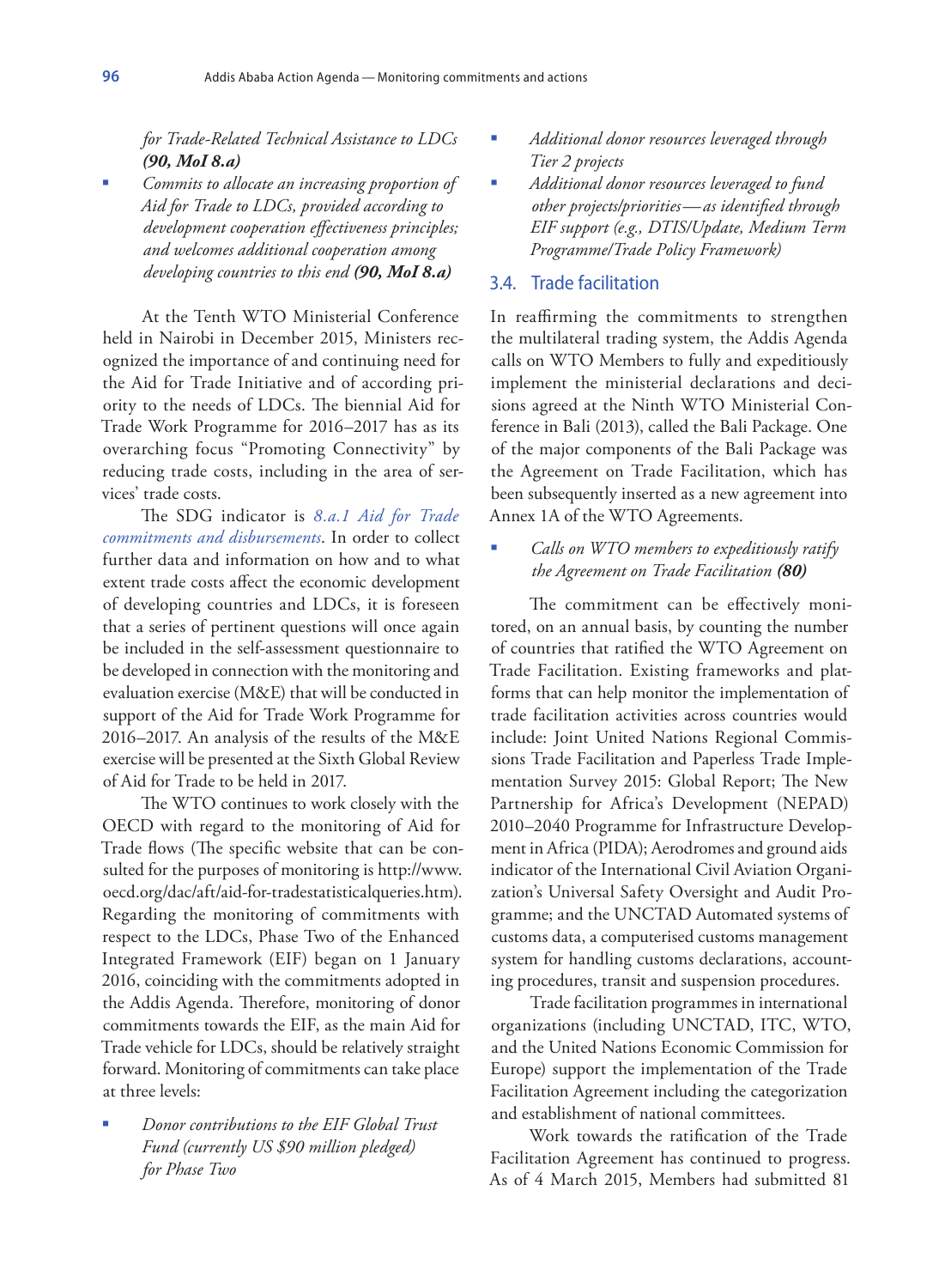*for Trade-Related Technical Assistance to LDCs **(90, MoI 8.a)***

- *Commits to allocate an increasing proportion of Aid for Trade to LDCs, provided according to development cooperation effectiveness principles; and welcomes additional cooperation among developing countries to this end **(90, MoI 8.a)***

At the Tenth WTO Ministerial Conference held in Nairobi in December 2015, Ministers recognized the importance of and continuing need for the Aid for Trade Initiative and of according priority to the needs of LDCs. The biennial Aid for Trade Work Programme for 2016–2017 has as its overarching focus "Promoting Connectivity" by reducing trade costs, including in the area of services' trade costs.

The SDG indicator is *8.a.1 Aid for Trade commitments and disbursements*. In order to collect further data and information on how and to what extent trade costs affect the economic development of developing countries and LDCs, it is foreseen that a series of pertinent questions will once again be included in the self-assessment questionnaire to be developed in connection with the monitoring and evaluation exercise (M&E) that will be conducted in support of the Aid for Trade Work Programme for 2016–2017. An analysis of the results of the M&E exercise will be presented at the Sixth Global Review of Aid for Trade to be held in 2017.

The WTO continues to work closely with the OECD with regard to the monitoring of Aid for Trade flows (The specific website that can be consulted for the purposes of monitoring is http://www.oecd.org/dac/aft/aid-for-tradestatisticalqueries.htm). Regarding the monitoring of commitments with respect to the LDCs, Phase Two of the Enhanced Integrated Framework (EIF) began on 1 January 2016, coinciding with the commitments adopted in the Addis Agenda. Therefore, monitoring of donor commitments towards the EIF, as the main Aid for Trade vehicle for LDCs, should be relatively straight forward. Monitoring of commitments can take place at three levels:

- *Donor contributions to the EIF Global Trust Fund (currently US $90 million pledged) for Phase Two*
- *Additional donor resources leveraged through Tier 2 projects*
- *Additional donor resources leveraged to fund other projects/priorities—as identified through EIF support (e.g., DTIS/Update, Medium Term Programme/Trade Policy Framework)*

## 3.4. Trade facilitation

In reaffirming the commitments to strengthen the multilateral trading system, the Addis Agenda calls on WTO Members to fully and expeditiously implement the ministerial declarations and decisions agreed at the Ninth WTO Ministerial Conference in Bali (2013), called the Bali Package. One of the major components of the Bali Package was the Agreement on Trade Facilitation, which has been subsequently inserted as a new agreement into Annex 1A of the WTO Agreements.

- *Calls on WTO members to expeditiously ratify the Agreement on Trade Facilitation **(80)***

The commitment can be effectively monitored, on an annual basis, by counting the number of countries that ratified the WTO Agreement on Trade Facilitation. Existing frameworks and platforms that can help monitor the implementation of trade facilitation activities across countries would include: Joint United Nations Regional Commissions Trade Facilitation and Paperless Trade Implementation Survey 2015: Global Report; The New Partnership for Africa's Development (NEPAD) 2010–2040 Programme for Infrastructure Development in Africa (PIDA); Aerodromes and ground aids indicator of the International Civil Aviation Organization's Universal Safety Oversight and Audit Programme; and the UNCTAD Automated systems of customs data, a computerised customs management system for handling customs declarations, accounting procedures, transit and suspension procedures.

Trade facilitation programmes in international organizations (including UNCTAD, ITC, WTO, and the United Nations Economic Commission for Europe) support the implementation of the Trade Facilitation Agreement including the categorization and establishment of national committees.

Work towards the ratification of the Trade Facilitation Agreement has continued to progress. As of 4 March 2015, Members had submitted 81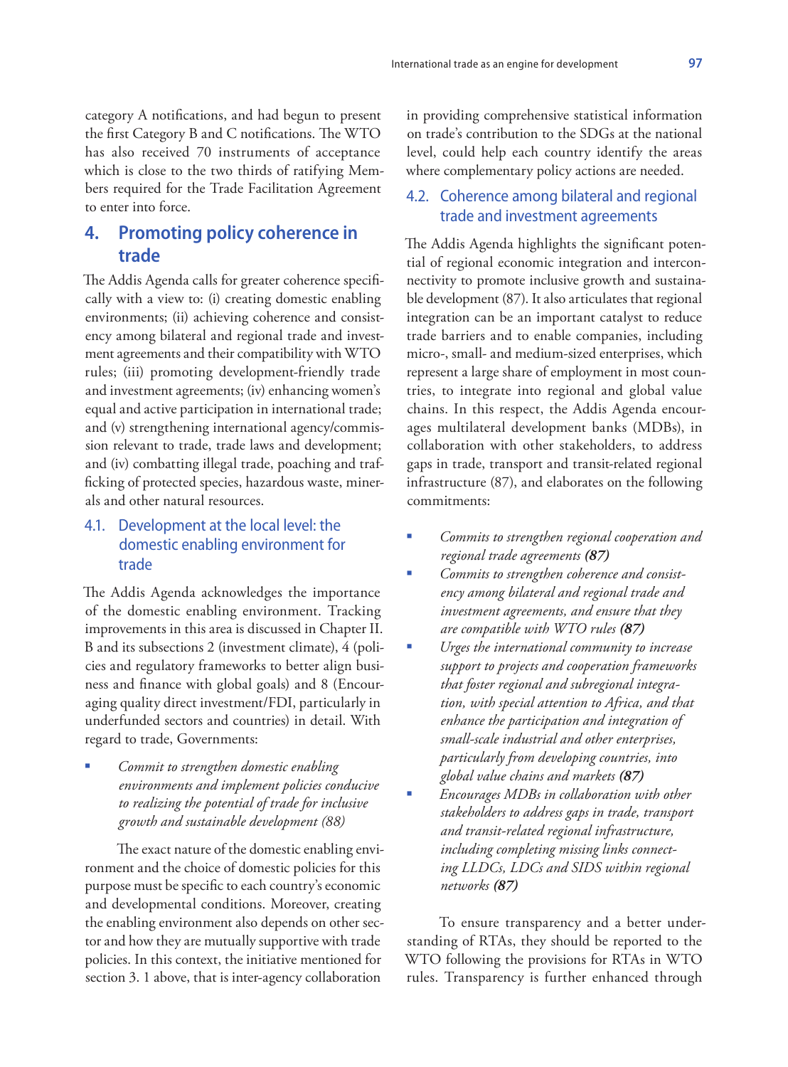category A notifications, and had begun to present the first Category B and C notifications. The WTO has also received 70 instruments of acceptance which is close to the two thirds of ratifying Members required for the Trade Facilitation Agreement to enter into force.

## 4. Promoting policy coherence in trade

The Addis Agenda calls for greater coherence specifically with a view to: (i) creating domestic enabling environments; (ii) achieving coherence and consistency among bilateral and regional trade and investment agreements and their compatibility with WTO rules; (iii) promoting development-friendly trade and investment agreements; (iv) enhancing women's equal and active participation in international trade; and (v) strengthening international agency/commission relevant to trade, trade laws and development; and (iv) combatting illegal trade, poaching and trafficking of protected species, hazardous waste, minerals and other natural resources.

### 4.1. Development at the local level: the domestic enabling environment for trade

The Addis Agenda acknowledges the importance of the domestic enabling environment. Tracking improvements in this area is discussed in Chapter II. B and its subsections 2 (investment climate), 4 (policies and regulatory frameworks to better align business and finance with global goals) and 8 (Encouraging quality direct investment/FDI, particularly in underfunded sectors and countries) in detail. With regard to trade, Governments:

- *Commit to strengthen domestic enabling environments and implement policies conducive to realizing the potential of trade for inclusive growth and sustainable development (88)*

The exact nature of the domestic enabling environment and the choice of domestic policies for this purpose must be specific to each country's economic and developmental conditions. Moreover, creating the enabling environment also depends on other sector and how they are mutually supportive with trade policies. In this context, the initiative mentioned for section 3. 1 above, that is inter-agency collaboration in providing comprehensive statistical information on trade's contribution to the SDGs at the national level, could help each country identify the areas where complementary policy actions are needed.

### 4.2. Coherence among bilateral and regional trade and investment agreements

The Addis Agenda highlights the significant potential of regional economic integration and interconnectivity to promote inclusive growth and sustainable development (87). It also articulates that regional integration can be an important catalyst to reduce trade barriers and to enable companies, including micro-, small- and medium-sized enterprises, which represent a large share of employment in most countries, to integrate into regional and global value chains. In this respect, the Addis Agenda encourages multilateral development banks (MDBs), in collaboration with other stakeholders, to address gaps in trade, transport and transit-related regional infrastructure (87), and elaborates on the following commitments:

- *Commits to strengthen regional cooperation and regional trade agreements **(87)***
- *Commits to strengthen coherence and consistency among bilateral and regional trade and investment agreements, and ensure that they are compatible with WTO rules **(87)***
- *Urges the international community to increase support to projects and cooperation frameworks that foster regional and subregional integration, with special attention to Africa, and that enhance the participation and integration of small-scale industrial and other enterprises, particularly from developing countries, into global value chains and markets **(87)***
- *Encourages MDBs in collaboration with other stakeholders to address gaps in trade, transport and transit-related regional infrastructure, including completing missing links connecting LLDCs, LDCs and SIDS within regional networks **(87)***

To ensure transparency and a better understanding of RTAs, they should be reported to the WTO following the provisions for RTAs in WTO rules. Transparency is further enhanced through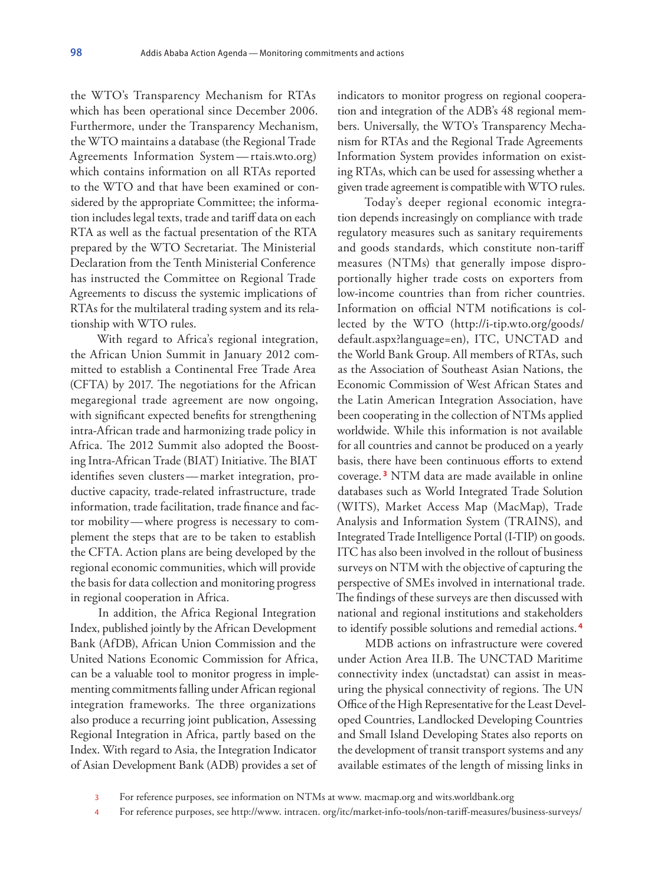the WTO's Transparency Mechanism for RTAs which has been operational since December 2006. Furthermore, under the Transparency Mechanism, the WTO maintains a database (the Regional Trade Agreements Information System — rtais.wto.org) which contains information on all RTAs reported to the WTO and that have been examined or considered by the appropriate Committee; the information includes legal texts, trade and tariff data on each RTA as well as the factual presentation of the RTA prepared by the WTO Secretariat. The Ministerial Declaration from the Tenth Ministerial Conference has instructed the Committee on Regional Trade Agreements to discuss the systemic implications of RTAs for the multilateral trading system and its relationship with WTO rules.

With regard to Africa's regional integration, the African Union Summit in January 2012 committed to establish a Continental Free Trade Area (CFTA) by 2017. The negotiations for the African megaregional trade agreement are now ongoing, with significant expected benefits for strengthening intra-African trade and harmonizing trade policy in Africa. The 2012 Summit also adopted the Boosting Intra-African Trade (BIAT) Initiative. The BIAT identifies seven clusters — market integration, productive capacity, trade-related infrastructure, trade information, trade facilitation, trade finance and factor mobility — where progress is necessary to complement the steps that are to be taken to establish the CFTA. Action plans are being developed by the regional economic communities, which will provide the basis for data collection and monitoring progress in regional cooperation in Africa.

In addition, the Africa Regional Integration Index, published jointly by the African Development Bank (AfDB), African Union Commission and the United Nations Economic Commission for Africa, can be a valuable tool to monitor progress in implementing commitments falling under African regional integration frameworks. The three organizations also produce a recurring joint publication, Assessing Regional Integration in Africa, partly based on the Index. With regard to Asia, the Integration Indicator of Asian Development Bank (ADB) provides a set of indicators to monitor progress on regional cooperation and integration of the ADB's 48 regional members. Universally, the WTO's Transparency Mechanism for RTAs and the Regional Trade Agreements Information System provides information on existing RTAs, which can be used for assessing whether a given trade agreement is compatible with WTO rules.

Today's deeper regional economic integration depends increasingly on compliance with trade regulatory measures such as sanitary requirements and goods standards, which constitute non-tariff measures (NTMs) that generally impose disproportionally higher trade costs on exporters from low-income countries than from richer countries. Information on official NTM notifications is collected by the WTO (http://i-tip.wto.org/goods/default.aspx?language=en), ITC, UNCTAD and the World Bank Group. All members of RTAs, such as the Association of Southeast Asian Nations, the Economic Commission of West African States and the Latin American Integration Association, have been cooperating in the collection of NTMs applied worldwide. While this information is not available for all countries and cannot be produced on a yearly basis, there have been continuous efforts to extend coverage.[3] NTM data are made available in online databases such as World Integrated Trade Solution (WITS), Market Access Map (MacMap), Trade Analysis and Information System (TRAINS), and Integrated Trade Intelligence Portal (I-TIP) on goods. ITC has also been involved in the rollout of business surveys on NTM with the objective of capturing the perspective of SMEs involved in international trade. The findings of these surveys are then discussed with national and regional institutions and stakeholders to identify possible solutions and remedial actions.[4]

MDB actions on infrastructure were covered under Action Area II.B. The UNCTAD Maritime connectivity index (unctadstat) can assist in measuring the physical connectivity of regions. The UN Office of the High Representative for the Least Developed Countries, Landlocked Developing Countries and Small Island Developing States also reports on the development of transit transport systems and any available estimates of the length of missing links in

3 For reference purposes, see information on NTMs at www. macmap.org and wits.worldbank.org

4 For reference purposes, see http://www. intracen. org/itc/market-info-tools/non-tariff-measures/business-surveys/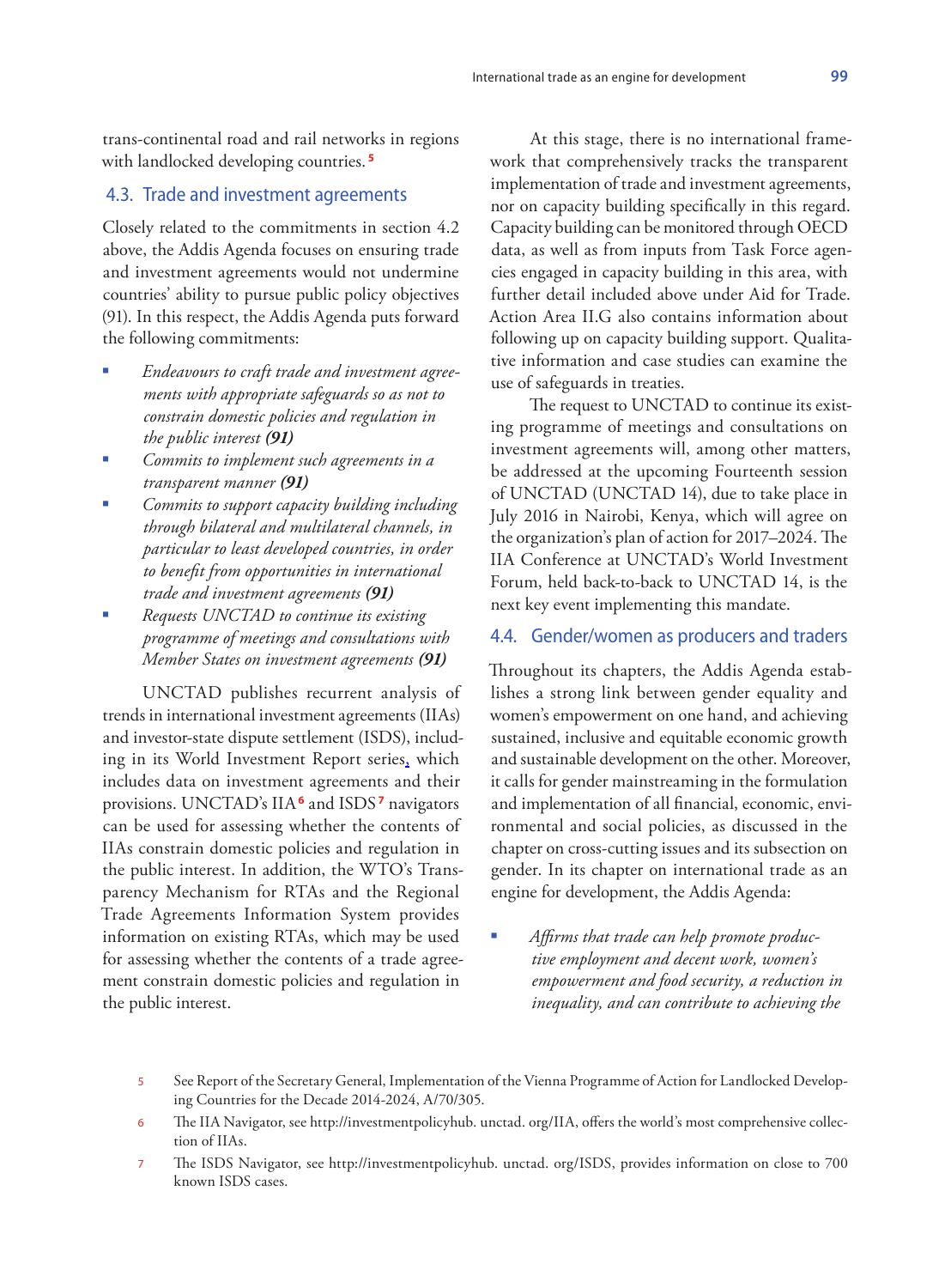trans-continental road and rail networks in regions with landlocked developing countries.[5]

## 4.3. Trade and investment agreements

Closely related to the commitments in section 4.2 above, the Addis Agenda focuses on ensuring trade and investment agreements would not undermine countries' ability to pursue public policy objectives (91). In this respect, the Addis Agenda puts forward the following commitments:

- *Endeavours to craft trade and investment agreements with appropriate safeguards so as not to constrain domestic policies and regulation in the public interest* ***(91)***
- *Commits to implement such agreements in a transparent manner* ***(91)***
- *Commits to support capacity building including through bilateral and multilateral channels, in particular to least developed countries, in order to benefit from opportunities in international trade and investment agreements* ***(91)***
- *Requests UNCTAD to continue its existing programme of meetings and consultations with Member States on investment agreements* ***(91)***

UNCTAD publishes recurrent analysis of trends in international investment agreements (IIAs) and investor-state dispute settlement (ISDS), including in its World Investment Report series, which includes data on investment agreements and their provisions. UNCTAD's IIA[6] and ISDS[7] navigators can be used for assessing whether the contents of IIAs constrain domestic policies and regulation in the public interest. In addition, the WTO's Transparency Mechanism for RTAs and the Regional Trade Agreements Information System provides information on existing RTAs, which may be used for assessing whether the contents of a trade agreement constrain domestic policies and regulation in the public interest.

At this stage, there is no international framework that comprehensively tracks the transparent implementation of trade and investment agreements, nor on capacity building specifically in this regard. Capacity building can be monitored through OECD data, as well as from inputs from Task Force agencies engaged in capacity building in this area, with further detail included above under Aid for Trade. Action Area II.G also contains information about following up on capacity building support. Qualitative information and case studies can examine the use of safeguards in treaties.

The request to UNCTAD to continue its existing programme of meetings and consultations on investment agreements will, among other matters, be addressed at the upcoming Fourteenth session of UNCTAD (UNCTAD 14), due to take place in July 2016 in Nairobi, Kenya, which will agree on the organization's plan of action for 2017–2024. The IIA Conference at UNCTAD's World Investment Forum, held back-to-back to UNCTAD 14, is the next key event implementing this mandate.

## 4.4. Gender/women as producers and traders

Throughout its chapters, the Addis Agenda establishes a strong link between gender equality and women's empowerment on one hand, and achieving sustained, inclusive and equitable economic growth and sustainable development on the other. Moreover, it calls for gender mainstreaming in the formulation and implementation of all financial, economic, environmental and social policies, as discussed in the chapter on cross-cutting issues and its subsection on gender. In its chapter on international trade as an engine for development, the Addis Agenda:

- *Affirms that trade can help promote productive employment and decent work, women's empowerment and food security, a reduction in inequality, and can contribute to achieving the*

---

5 See Report of the Secretary General, Implementation of the Vienna Programme of Action for Landlocked Developing Countries for the Decade 2014-2024, A/70/305.

6 The IIA Navigator, see http://investmentpolicyhub. unctad. org/IIA, offers the world's most comprehensive collection of IIAs.

7 The ISDS Navigator, see http://investmentpolicyhub. unctad. org/ISDS, provides information on close to 700 known ISDS cases.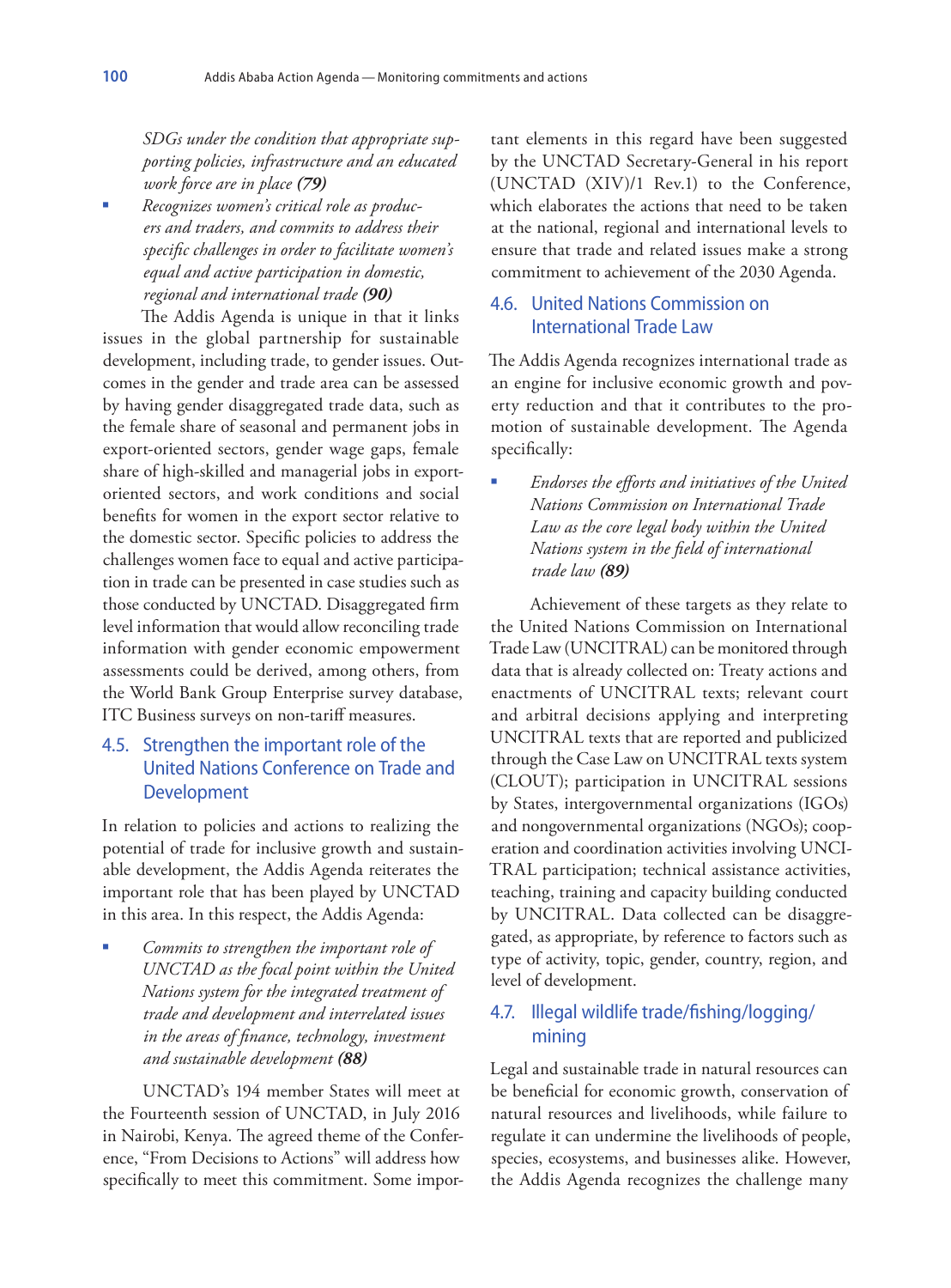*SDGs under the condition that appropriate supporting policies, infrastructure and an educated work force are in place* ***(79)***

- *Recognizes women's critical role as producers and traders, and commits to address their specific challenges in order to facilitate women's equal and active participation in domestic, regional and international trade* ***(90)***

The Addis Agenda is unique in that it links issues in the global partnership for sustainable development, including trade, to gender issues. Outcomes in the gender and trade area can be assessed by having gender disaggregated trade data, such as the female share of seasonal and permanent jobs in export-oriented sectors, gender wage gaps, female share of high-skilled and managerial jobs in export-oriented sectors, and work conditions and social benefits for women in the export sector relative to the domestic sector. Specific policies to address the challenges women face to equal and active participation in trade can be presented in case studies such as those conducted by UNCTAD. Disaggregated firm level information that would allow reconciling trade information with gender economic empowerment assessments could be derived, among others, from the World Bank Group Enterprise survey database, ITC Business surveys on non-tariff measures.

## 4.5. Strengthen the important role of the United Nations Conference on Trade and Development

In relation to policies and actions to realizing the potential of trade for inclusive growth and sustainable development, the Addis Agenda reiterates the important role that has been played by UNCTAD in this area. In this respect, the Addis Agenda:

- *Commits to strengthen the important role of UNCTAD as the focal point within the United Nations system for the integrated treatment of trade and development and interrelated issues in the areas of finance, technology, investment and sustainable development* ***(88)***

UNCTAD's 194 member States will meet at the Fourteenth session of UNCTAD, in July 2016 in Nairobi, Kenya. The agreed theme of the Conference, "From Decisions to Actions" will address how specifically to meet this commitment. Some important elements in this regard have been suggested by the UNCTAD Secretary-General in his report (UNCTAD (XIV)/1 Rev.1) to the Conference, which elaborates the actions that need to be taken at the national, regional and international levels to ensure that trade and related issues make a strong commitment to achievement of the 2030 Agenda.

## 4.6. United Nations Commission on International Trade Law

The Addis Agenda recognizes international trade as an engine for inclusive economic growth and poverty reduction and that it contributes to the promotion of sustainable development. The Agenda specifically:

- *Endorses the efforts and initiatives of the United Nations Commission on International Trade Law as the core legal body within the United Nations system in the field of international trade law* ***(89)***

Achievement of these targets as they relate to the United Nations Commission on International Trade Law (UNCITRAL) can be monitored through data that is already collected on: Treaty actions and enactments of UNCITRAL texts; relevant court and arbitral decisions applying and interpreting UNCITRAL texts that are reported and publicized through the Case Law on UNCITRAL texts system (CLOUT); participation in UNCITRAL sessions by States, intergovernmental organizations (IGOs) and nongovernmental organizations (NGOs); cooperation and coordination activities involving UNCITRAL participation; technical assistance activities, teaching, training and capacity building conducted by UNCITRAL. Data collected can be disaggregated, as appropriate, by reference to factors such as type of activity, topic, gender, country, region, and level of development.

## 4.7. Illegal wildlife trade/fishing/logging/mining

Legal and sustainable trade in natural resources can be beneficial for economic growth, conservation of natural resources and livelihoods, while failure to regulate it can undermine the livelihoods of people, species, ecosystems, and businesses alike. However, the Addis Agenda recognizes the challenge many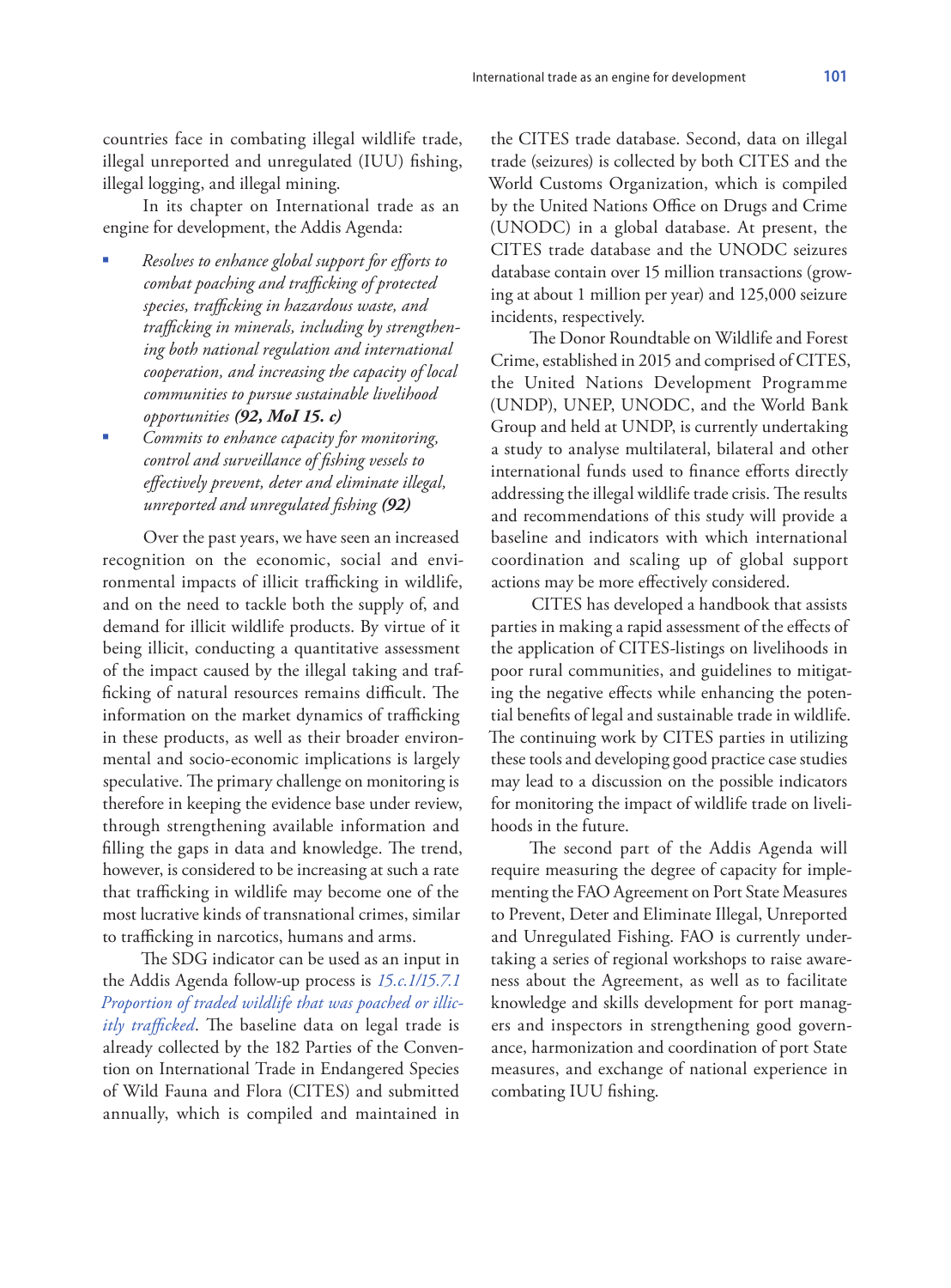countries face in combating illegal wildlife trade, illegal unreported and unregulated (IUU) fishing, illegal logging, and illegal mining.

In its chapter on International trade as an engine for development, the Addis Agenda:

- *Resolves to enhance global support for efforts to combat poaching and trafficking of protected species, trafficking in hazardous waste, and trafficking in minerals, including by strengthening both national regulation and international cooperation, and increasing the capacity of local communities to pursue sustainable livelihood opportunities* ***(92, MoI 15. c)***
- *Commits to enhance capacity for monitoring, control and surveillance of fishing vessels to effectively prevent, deter and eliminate illegal, unreported and unregulated fishing* ***(92)***

Over the past years, we have seen an increased recognition on the economic, social and environmental impacts of illicit trafficking in wildlife, and on the need to tackle both the supply of, and demand for illicit wildlife products. By virtue of it being illicit, conducting a quantitative assessment of the impact caused by the illegal taking and trafficking of natural resources remains difficult. The information on the market dynamics of trafficking in these products, as well as their broader environmental and socio-economic implications is largely speculative. The primary challenge on monitoring is therefore in keeping the evidence base under review, through strengthening available information and filling the gaps in data and knowledge. The trend, however, is considered to be increasing at such a rate that trafficking in wildlife may become one of the most lucrative kinds of transnational crimes, similar to trafficking in narcotics, humans and arms.

The SDG indicator can be used as an input in the Addis Agenda follow-up process is *15.c.1/15.7.1 Proportion of traded wildlife that was poached or illicitly trafficked*. The baseline data on legal trade is already collected by the 182 Parties of the Convention on International Trade in Endangered Species of Wild Fauna and Flora (CITES) and submitted annually, which is compiled and maintained in the CITES trade database. Second, data on illegal trade (seizures) is collected by both CITES and the World Customs Organization, which is compiled by the United Nations Office on Drugs and Crime (UNODC) in a global database. At present, the CITES trade database and the UNODC seizures database contain over 15 million transactions (growing at about 1 million per year) and 125,000 seizure incidents, respectively.

The Donor Roundtable on Wildlife and Forest Crime, established in 2015 and comprised of CITES, the United Nations Development Programme (UNDP), UNEP, UNODC, and the World Bank Group and held at UNDP, is currently undertaking a study to analyse multilateral, bilateral and other international funds used to finance efforts directly addressing the illegal wildlife trade crisis. The results and recommendations of this study will provide a baseline and indicators with which international coordination and scaling up of global support actions may be more effectively considered.

CITES has developed a handbook that assists parties in making a rapid assessment of the effects of the application of CITES-listings on livelihoods in poor rural communities, and guidelines to mitigating the negative effects while enhancing the potential benefits of legal and sustainable trade in wildlife. The continuing work by CITES parties in utilizing these tools and developing good practice case studies may lead to a discussion on the possible indicators for monitoring the impact of wildlife trade on livelihoods in the future.

The second part of the Addis Agenda will require measuring the degree of capacity for implementing the FAO Agreement on Port State Measures to Prevent, Deter and Eliminate Illegal, Unreported and Unregulated Fishing. FAO is currently undertaking a series of regional workshops to raise awareness about the Agreement, as well as to facilitate knowledge and skills development for port managers and inspectors in strengthening good governance, harmonization and coordination of port State measures, and exchange of national experience in combating IUU fishing.